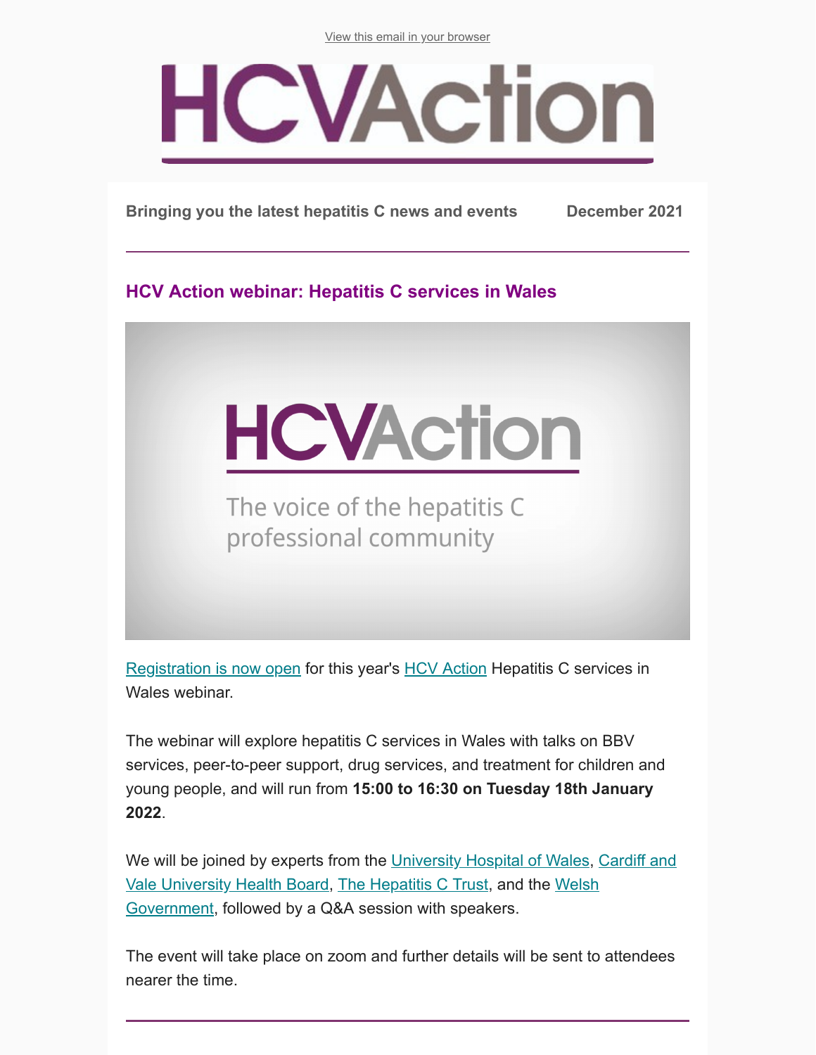View this email in your browser

# HCVAction

**Bringing you the latest hepatitis C news and events** **December 2021**

---

## HCV Action webinar: Hepatitis C services in Wales

Registration is now open for this year's HCV Action Hepatitis C services in Wales webinar.

The webinar will explore hepatitis C services in Wales with talks on BBV services, peer-to-peer support, drug services, and treatment for children and young people, and will run from **15:00 to 16:30 on Tuesday 18th January 2022**.

We will be joined by experts from the University Hospital of Wales, Cardiff and Vale University Health Board, The Hepatitis C Trust, and the Welsh Government, followed by a Q&A session with speakers.

The event will take place on zoom and further details will be sent to attendees nearer the time.

---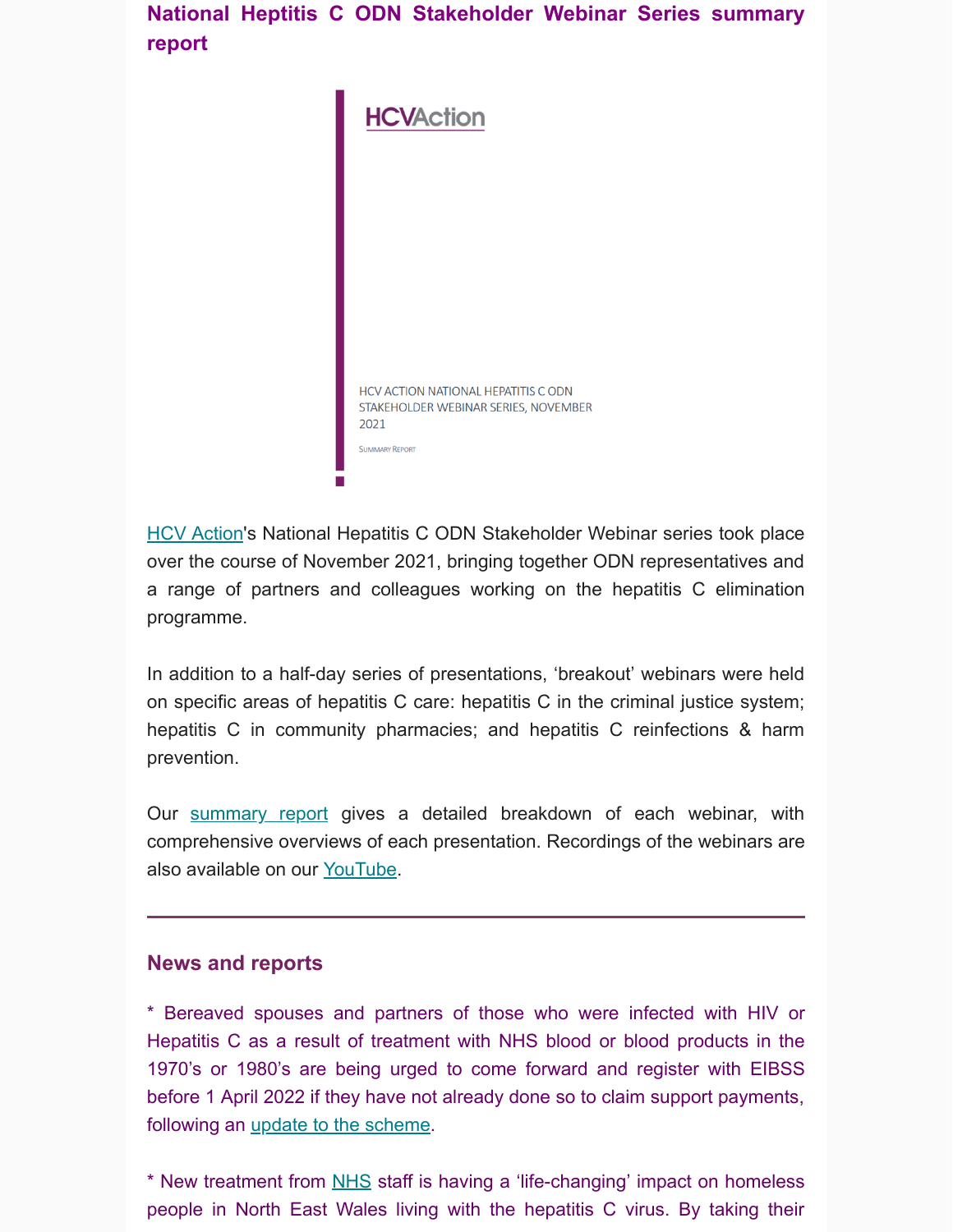## National Heptitis C ODN Stakeholder Webinar Series summary report

HCVAction

HCV ACTION NATIONAL HEPATITIS C ODN STAKEHOLDER WEBINAR SERIES, NOVEMBER 2021

Summary Report

HCV Action's National Hepatitis C ODN Stakeholder Webinar series took place over the course of November 2021, bringing together ODN representatives and a range of partners and colleagues working on the hepatitis C elimination programme.

In addition to a half-day series of presentations, 'breakout' webinars were held on specific areas of hepatitis C care: hepatitis C in the criminal justice system; hepatitis C in community pharmacies; and hepatitis C reinfections & harm prevention.

Our summary report gives a detailed breakdown of each webinar, with comprehensive overviews of each presentation. Recordings of the webinars are also available on our YouTube.

---

## News and reports

* Bereaved spouses and partners of those who were infected with HIV or Hepatitis C as a result of treatment with NHS blood or blood products in the 1970's or 1980's are being urged to come forward and register with EIBSS before 1 April 2022 if they have not already done so to claim support payments, following an update to the scheme.

* New treatment from NHS staff is having a 'life-changing' impact on homeless people in North East Wales living with the hepatitis C virus. By taking their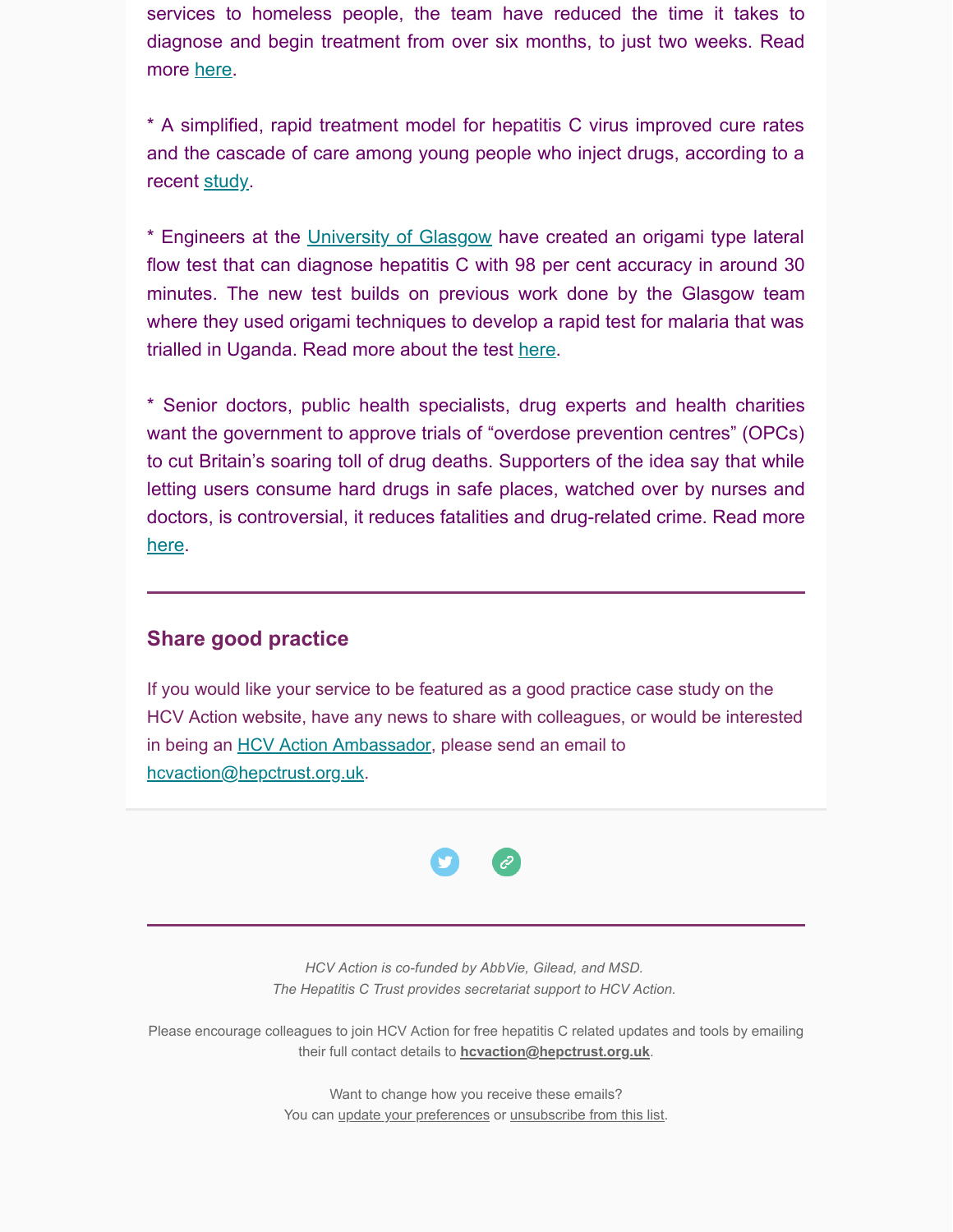services to homeless people, the team have reduced the time it takes to diagnose and begin treatment from over six months, to just two weeks. Read more here.

* A simplified, rapid treatment model for hepatitis C virus improved cure rates and the cascade of care among young people who inject drugs, according to a recent study.

* Engineers at the University of Glasgow have created an origami type lateral flow test that can diagnose hepatitis C with 98 per cent accuracy in around 30 minutes. The new test builds on previous work done by the Glasgow team where they used origami techniques to develop a rapid test for malaria that was trialled in Uganda. Read more about the test here.

* Senior doctors, public health specialists, drug experts and health charities want the government to approve trials of “overdose prevention centres” (OPCs) to cut Britain’s soaring toll of drug deaths. Supporters of the idea say that while letting users consume hard drugs in safe places, watched over by nurses and doctors, is controversial, it reduces fatalities and drug-related crime. Read more here.

---

## Share good practice

If you would like your service to be featured as a good practice case study on the HCV Action website, have any news to share with colleagues, or would be interested in being an HCV Action Ambassador, please send an email to hcvaction@hepctrust.org.uk.

---

*HCV Action is co-funded by AbbVie, Gilead, and MSD.*
*The Hepatitis C Trust provides secretariat support to HCV Action.*

Please encourage colleagues to join HCV Action for free hepatitis C related updates and tools by emailing their full contact details to **hcvaction@hepctrust.org.uk**.

Want to change how you receive these emails?
You can update your preferences or unsubscribe from this list.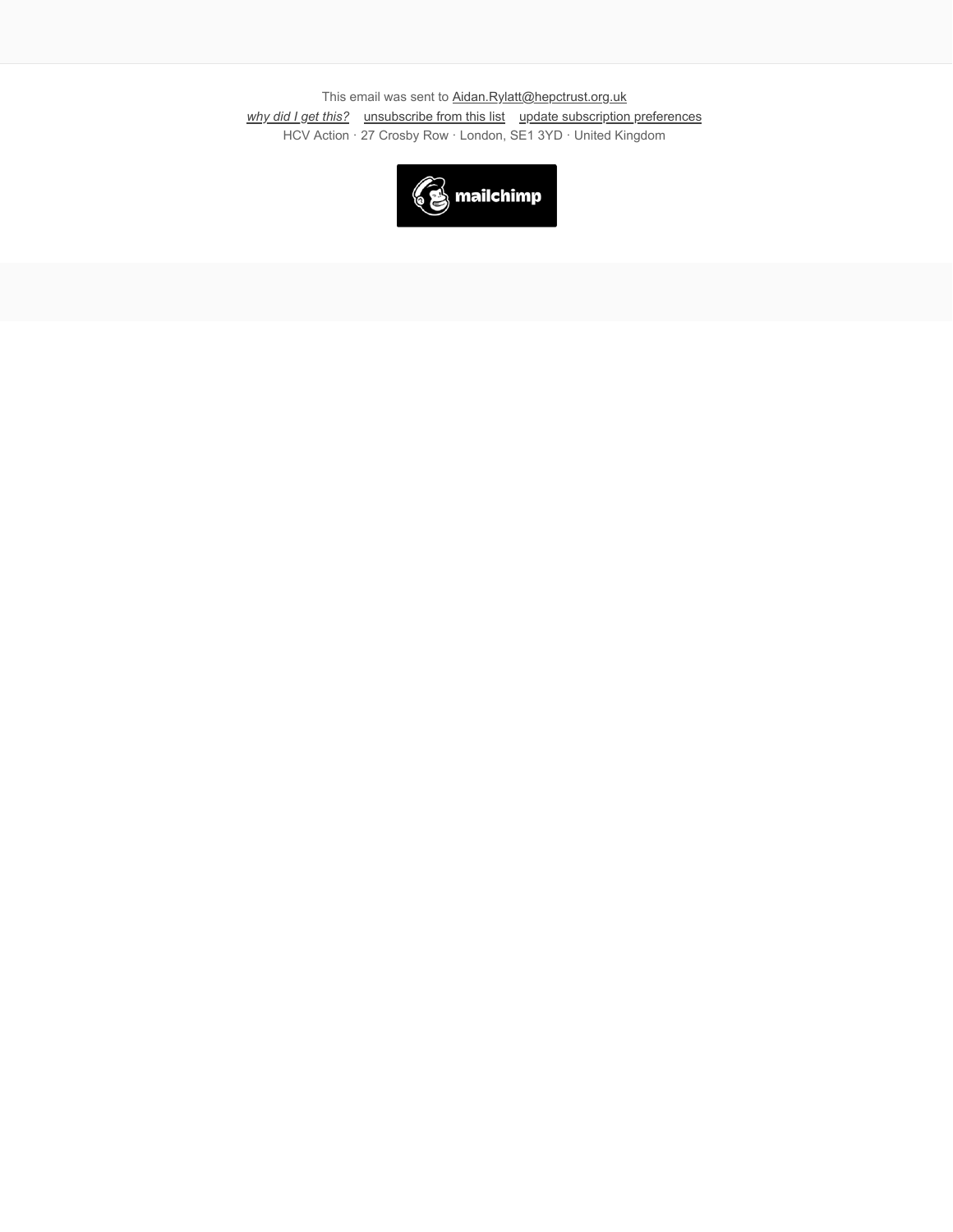This email was sent to Aidan.Rylatt@hepctrust.org.uk

*why did I get this?* unsubscribe from this list update subscription preferences

HCV Action · 27 Crosby Row · London, SE1 3YD · United Kingdom

mailchimp